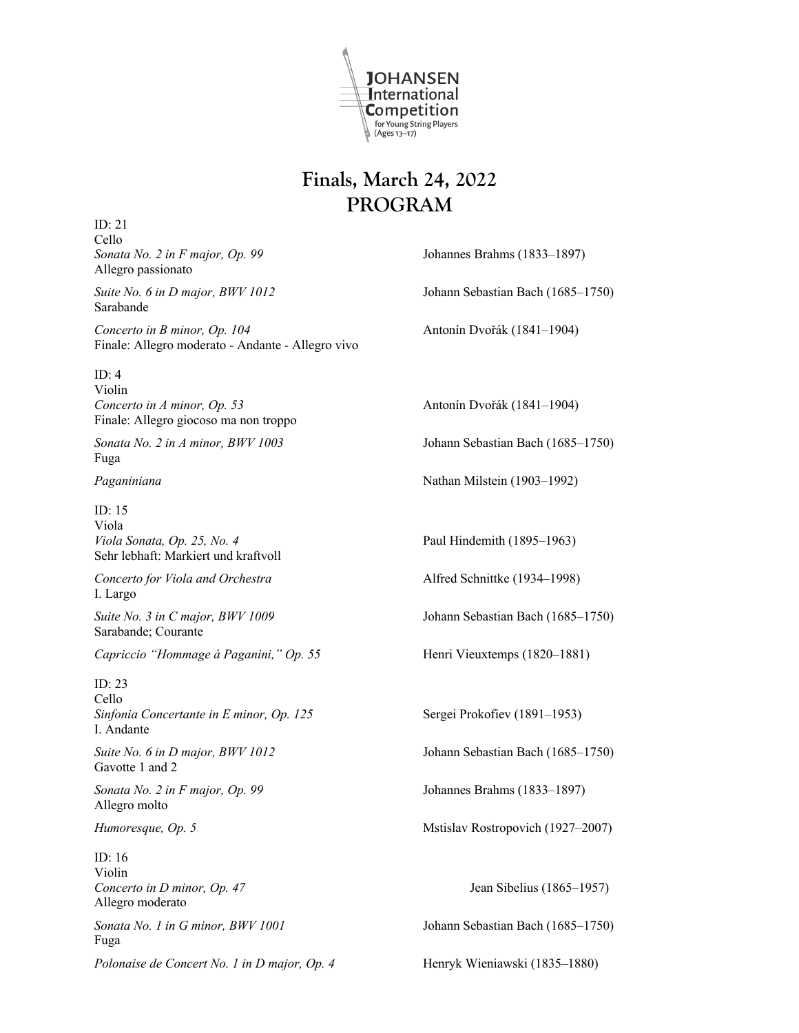JOHANSEN International Competition for Young String Players (Ages 13–17)

# Finals, March 24, 2022
# PROGRAM

ID: 21
Cello

*Sonata No. 2 in F major, Op. 99* — Johannes Brahms (1833–1897)
Allegro passionato

*Suite No. 6 in D major, BWV 1012* — Johann Sebastian Bach (1685–1750)
Sarabande

*Concerto in B minor, Op. 104* — Antonín Dvořák (1841–1904)
Finale: Allegro moderato - Andante - Allegro vivo

ID: 4
Violin

*Concerto in A minor, Op. 53* — Antonín Dvořák (1841–1904)
Finale: Allegro giocoso ma non troppo

*Sonata No. 2 in A minor, BWV 1003* — Johann Sebastian Bach (1685–1750)
Fuga

*Paganiniana* — Nathan Milstein (1903–1992)

ID: 15
Viola

*Viola Sonata, Op. 25, No. 4* — Paul Hindemith (1895–1963)
Sehr lebhaft: Markiert und kraftvoll

*Concerto for Viola and Orchestra* — Alfred Schnittke (1934–1998)
I. Largo

*Suite No. 3 in C major, BWV 1009* — Johann Sebastian Bach (1685–1750)
Sarabande; Courante

*Capriccio "Hommage à Paganini," Op. 55* — Henri Vieuxtemps (1820–1881)

ID: 23
Cello

*Sinfonia Concertante in E minor, Op. 125* — Sergei Prokofiev (1891–1953)
I. Andante

*Suite No. 6 in D major, BWV 1012* — Johann Sebastian Bach (1685–1750)
Gavotte 1 and 2

*Sonata No. 2 in F major, Op. 99* — Johannes Brahms (1833–1897)
Allegro molto

*Humoresque, Op. 5* — Mstislav Rostropovich (1927–2007)

ID: 16
Violin

*Concerto in D minor, Op. 47* — Jean Sibelius (1865–1957)
Allegro moderato

*Sonata No. 1 in G minor, BWV 1001* — Johann Sebastian Bach (1685–1750)
Fuga

*Polonaise de Concert No. 1 in D major, Op. 4* — Henryk Wieniawski (1835–1880)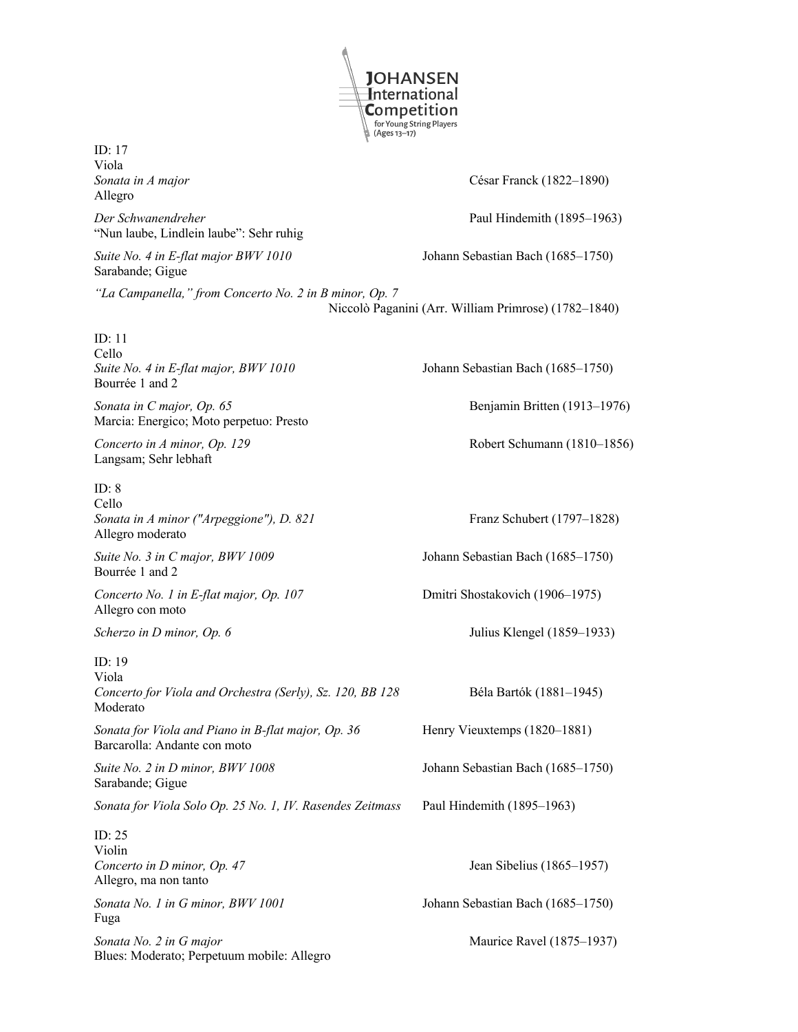ID: 17
Viola

*Sonata in A major* — César Franck (1822–1890)
Allegro

*Der Schwanendreher* — Paul Hindemith (1895–1963)
"Nun laube, Lindlein laube": Sehr ruhig

*Suite No. 4 in E-flat major BWV 1010* — Johann Sebastian Bach (1685–1750)
Sarabande; Gigue

*"La Campanella," from Concerto No. 2 in B minor, Op. 7* — Niccolò Paganini (Arr. William Primrose) (1782–1840)

ID: 11
Cello

*Suite No. 4 in E-flat major, BWV 1010* — Johann Sebastian Bach (1685–1750)
Bourrée 1 and 2

*Sonata in C major, Op. 65* — Benjamin Britten (1913–1976)
Marcia: Energico; Moto perpetuo: Presto

*Concerto in A minor, Op. 129* — Robert Schumann (1810–1856)
Langsam; Sehr lebhaft

ID: 8
Cello

*Sonata in A minor ("Arpeggione"), D. 821* — Franz Schubert (1797–1828)
Allegro moderato

*Suite No. 3 in C major, BWV 1009* — Johann Sebastian Bach (1685–1750)
Bourrée 1 and 2

*Concerto No. 1 in E-flat major, Op. 107* — Dmitri Shostakovich (1906–1975)
Allegro con moto

*Scherzo in D minor, Op. 6* — Julius Klengel (1859–1933)

ID: 19
Viola

*Concerto for Viola and Orchestra (Serly), Sz. 120, BB 128* — Béla Bartók (1881–1945)
Moderato

*Sonata for Viola and Piano in B-flat major, Op. 36* — Henry Vieuxtemps (1820–1881)
Barcarolla: Andante con moto

*Suite No. 2 in D minor, BWV 1008* — Johann Sebastian Bach (1685–1750)
Sarabande; Gigue

*Sonata for Viola Solo Op. 25 No. 1, IV. Rasendes Zeitmass* — Paul Hindemith (1895–1963)

ID: 25
Violin

*Concerto in D minor, Op. 47* — Jean Sibelius (1865–1957)
Allegro, ma non tanto

*Sonata No. 1 in G minor, BWV 1001* — Johann Sebastian Bach (1685–1750)
Fuga

*Sonata No. 2 in G major* — Maurice Ravel (1875–1937)
Blues: Moderato; Perpetuum mobile: Allegro